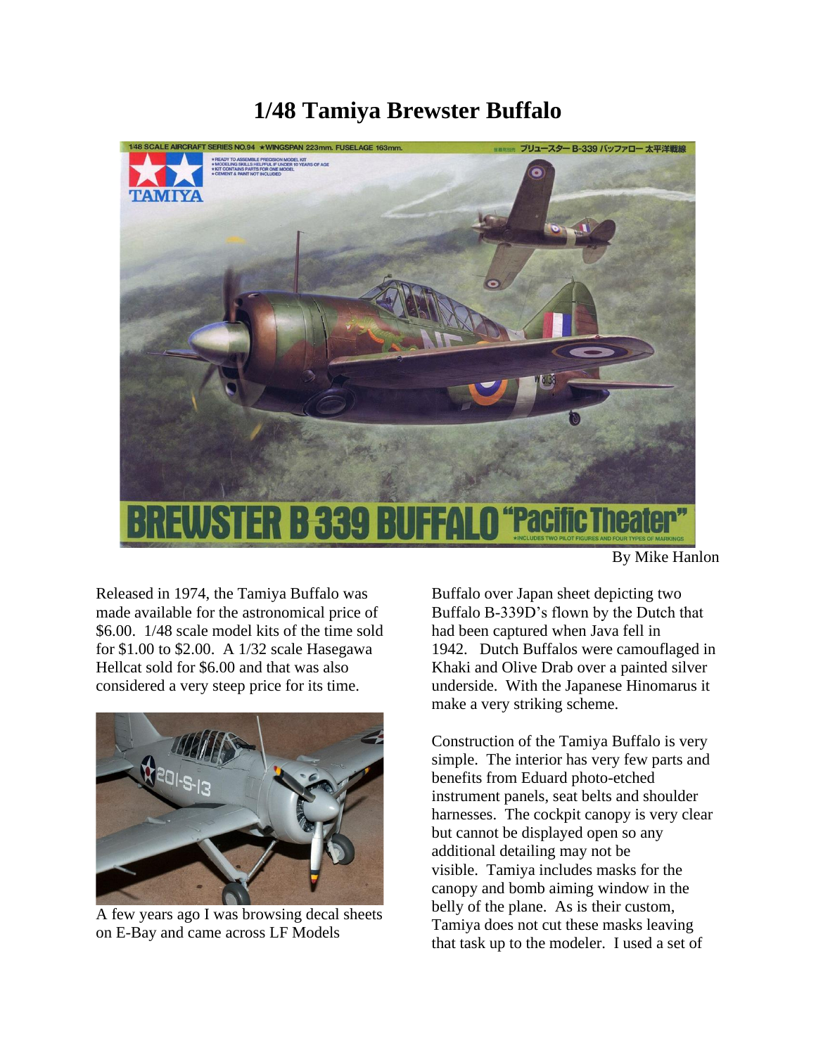# 1/48 Tamiya Brewster Buffalo

By Mike Hanlon

Released in 1974, the Tamiya Buffalo was made available for the astronomical price of $6.00. 1/48 scale model kits of the time sold for $1.00 to $2.00. A 1/32 scale Hasegawa Hellcat sold for $6.00 and that was also considered a very steep price for its time.

A few years ago I was browsing decal sheets on E-Bay and came across LF Models Buffalo over Japan sheet depicting two Buffalo B-339D's flown by the Dutch that had been captured when Java fell in 1942. Dutch Buffalos were camouflaged in Khaki and Olive Drab over a painted silver underside. With the Japanese Hinomarus it make a very striking scheme.

Construction of the Tamiya Buffalo is very simple. The interior has very few parts and benefits from Eduard photo-etched instrument panels, seat belts and shoulder harnesses. The cockpit canopy is very clear but cannot be displayed open so any additional detailing may not be visible. Tamiya includes masks for the canopy and bomb aiming window in the belly of the plane. As is their custom, Tamiya does not cut these masks leaving that task up to the modeler. I used a set of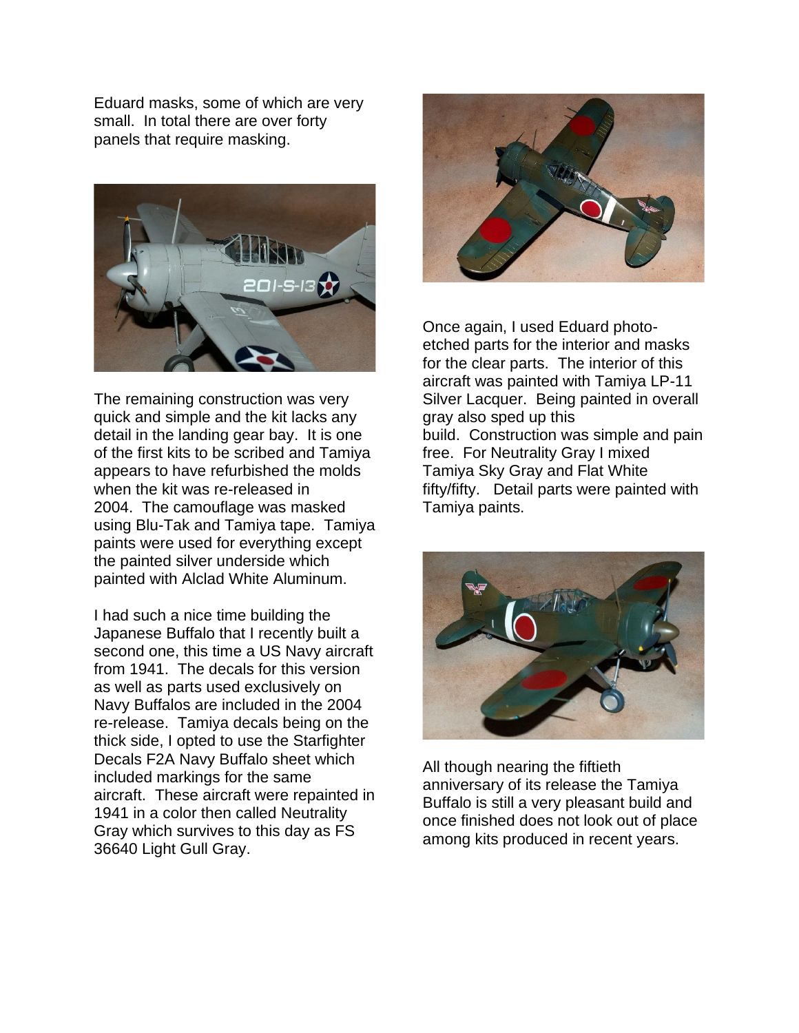Eduard masks, some of which are very small. In total there are over forty panels that require masking.

The remaining construction was very quick and simple and the kit lacks any detail in the landing gear bay. It is one of the first kits to be scribed and Tamiya appears to have refurbished the molds when the kit was re-released in 2004. The camouflage was masked using Blu-Tak and Tamiya tape. Tamiya paints were used for everything except the painted silver underside which painted with Alclad White Aluminum.

I had such a nice time building the Japanese Buffalo that I recently built a second one, this time a US Navy aircraft from 1941. The decals for this version as well as parts used exclusively on Navy Buffalos are included in the 2004 re-release. Tamiya decals being on the thick side, I opted to use the Starfighter Decals F2A Navy Buffalo sheet which included markings for the same aircraft. These aircraft were repainted in 1941 in a color then called Neutrality Gray which survives to this day as FS 36640 Light Gull Gray.

Once again, I used Eduard photo-etched parts for the interior and masks for the clear parts. The interior of this aircraft was painted with Tamiya LP-11 Silver Lacquer. Being painted in overall gray also sped up this build. Construction was simple and pain free. For Neutrality Gray I mixed Tamiya Sky Gray and Flat White fifty/fifty. Detail parts were painted with Tamiya paints.

All though nearing the fiftieth anniversary of its release the Tamiya Buffalo is still a very pleasant build and once finished does not look out of place among kits produced in recent years.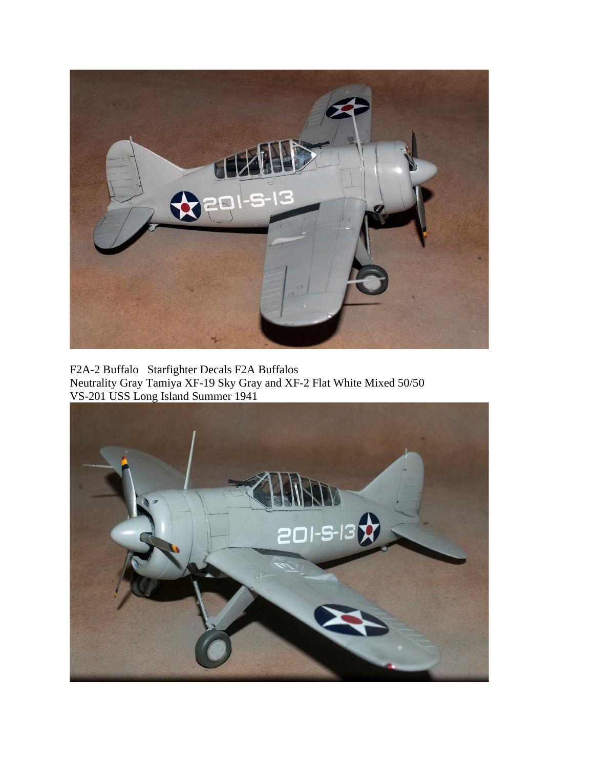F2A-2 Buffalo   Starfighter Decals F2A Buffalos
Neutrality Gray Tamiya XF-19 Sky Gray and XF-2 Flat White Mixed 50/50
VS-201 USS Long Island Summer 1941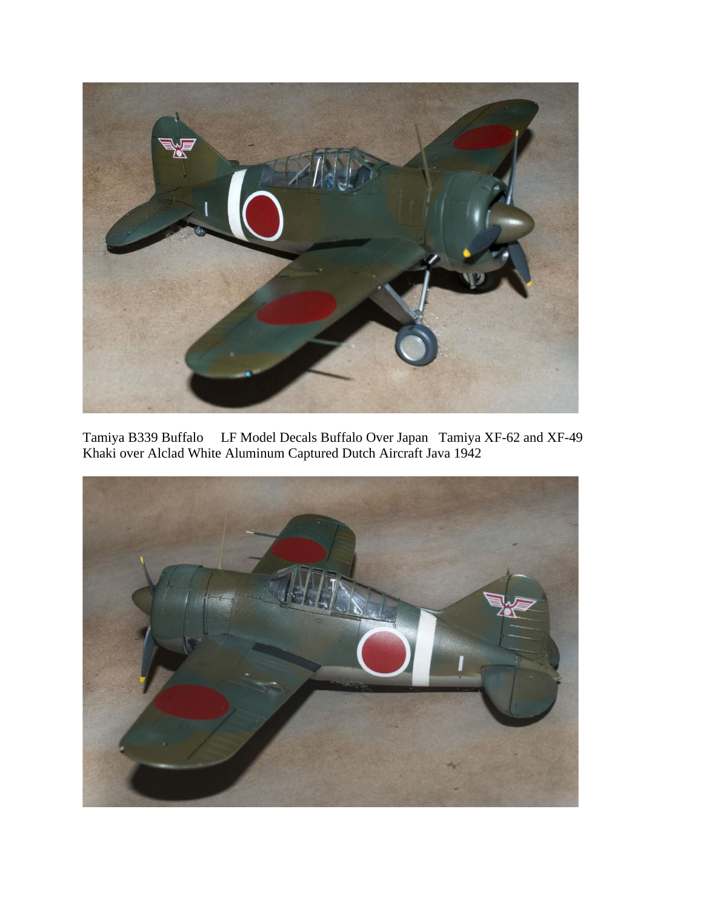Tamiya B339 Buffalo LF Model Decals Buffalo Over Japan Tamiya XF-62 and XF-49 Khaki over Alclad White Aluminum Captured Dutch Aircraft Java 1942